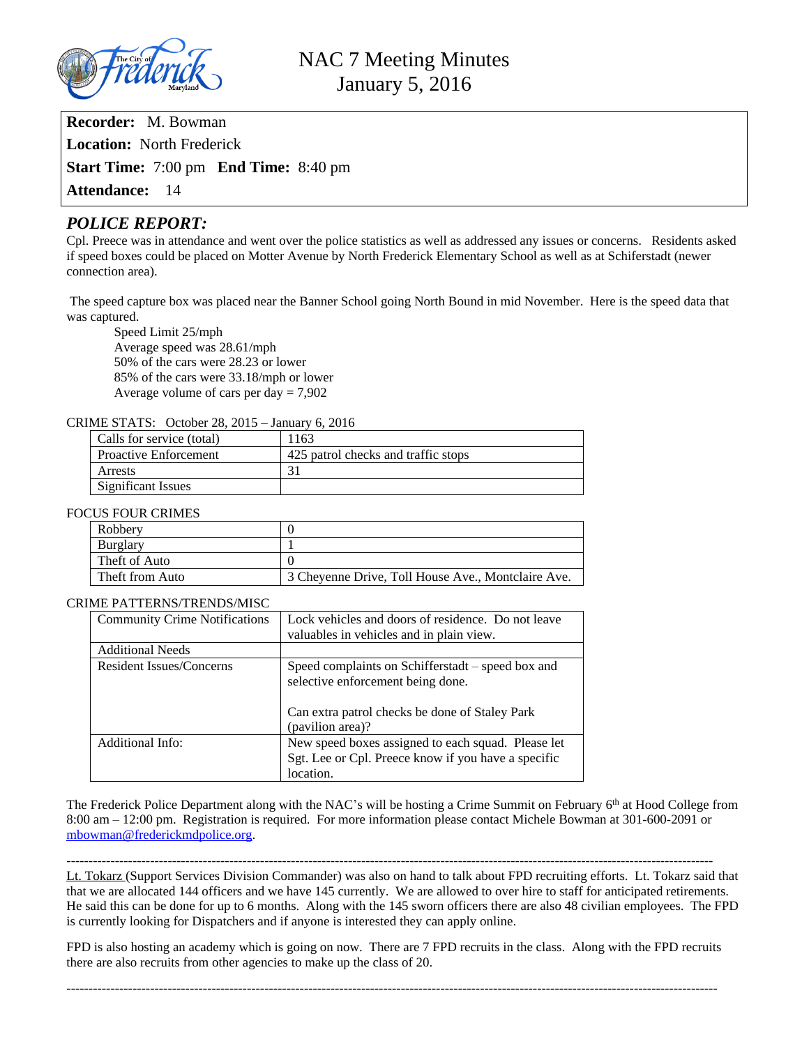# NAC 7 Meeting Minutes
## January 5, 2016

**Recorder:** M. Bowman

**Location:** North Frederick

**Start Time:** 7:00 pm **End Time:** 8:40 pm

**Attendance:** 14

## *POLICE REPORT:*

Cpl. Preece was in attendance and went over the police statistics as well as addressed any issues or concerns. Residents asked if speed boxes could be placed on Motter Avenue by North Frederick Elementary School as well as at Schiferstadt (newer connection area).

The speed capture box was placed near the Banner School going North Bound in mid November. Here is the speed data that was captured.

Speed Limit 25/mph
Average speed was 28.61/mph
50% of the cars were 28.23 or lower
85% of the cars were 33.18/mph or lower
Average volume of cars per day = 7,902

CRIME STATS: October 28, 2015 – January 6, 2016

| | |
|---|---|
| Calls for service (total) | 1163 |
| Proactive Enforcement | 425 patrol checks and traffic stops |
| Arrests | 31 |
| Significant Issues | |

FOCUS FOUR CRIMES

| | |
|---|---|
| Robbery | 0 |
| Burglary | 1 |
| Theft of Auto | 0 |
| Theft from Auto | 3 Cheyenne Drive, Toll House Ave., Montclaire Ave. |

CRIME PATTERNS/TRENDS/MISC

| | |
|---|---|
| Community Crime Notifications | Lock vehicles and doors of residence. Do not leave valuables in vehicles and in plain view. |
| Additional Needs | |
| Resident Issues/Concerns | Speed complaints on Schifferstadt – speed box and selective enforcement being done.<br><br>Can extra patrol checks be done of Staley Park (pavilion area)? |
| Additional Info: | New speed boxes assigned to each squad. Please let Sgt. Lee or Cpl. Preece know if you have a specific location. |

The Frederick Police Department along with the NAC's will be hosting a Crime Summit on February 6th at Hood College from 8:00 am – 12:00 pm. Registration is required. For more information please contact Michele Bowman at 301-600-2091 or mbowman@frederickmdpolice.org.

---

Lt. Tokarz (Support Services Division Commander) was also on hand to talk about FPD recruiting efforts. Lt. Tokarz said that that we are allocated 144 officers and we have 145 currently. We are allowed to over hire to staff for anticipated retirements. He said this can be done for up to 6 months. Along with the 145 sworn officers there are also 48 civilian employees. The FPD is currently looking for Dispatchers and if anyone is interested they can apply online.

FPD is also hosting an academy which is going on now. There are 7 FPD recruits in the class. Along with the FPD recruits there are also recruits from other agencies to make up the class of 20.

---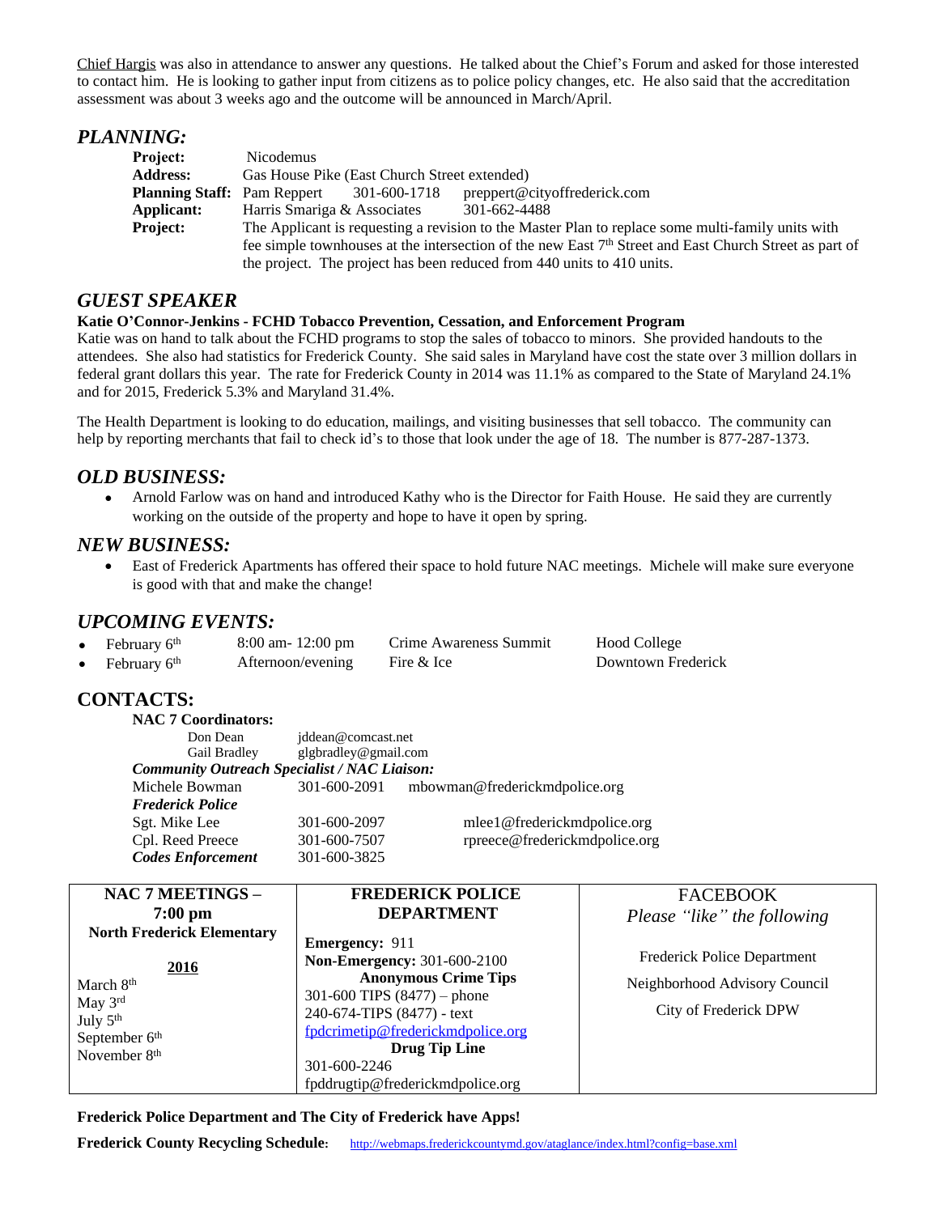Chief Hargis was also in attendance to answer any questions. He talked about the Chief's Forum and asked for those interested to contact him. He is looking to gather input from citizens as to police policy changes, etc. He also said that the accreditation assessment was about 3 weeks ago and the outcome will be announced in March/April.

## *PLANNING:*

| | |
|---|---|
| **Project:** | Nicodemus |
| **Address:** | Gas House Pike (East Church Street extended) |
| **Planning Staff:** | Pam Reppert 301-600-1718 preppert@cityoffrederick.com |
| **Applicant:** | Harris Smariga & Associates 301-662-4488 |
| **Project:** | The Applicant is requesting a revision to the Master Plan to replace some multi-family units with fee simple townhouses at the intersection of the new East 7th Street and East Church Street as part of the project. The project has been reduced from 440 units to 410 units. |

## *GUEST SPEAKER*

**Katie O'Connor-Jenkins - FCHD Tobacco Prevention, Cessation, and Enforcement Program**

Katie was on hand to talk about the FCHD programs to stop the sales of tobacco to minors. She provided handouts to the attendees. She also had statistics for Frederick County. She said sales in Maryland have cost the state over 3 million dollars in federal grant dollars this year. The rate for Frederick County in 2014 was 11.1% as compared to the State of Maryland 24.1% and for 2015, Frederick 5.3% and Maryland 31.4%.

The Health Department is looking to do education, mailings, and visiting businesses that sell tobacco. The community can help by reporting merchants that fail to check id's to those that look under the age of 18. The number is 877-287-1373.

## *OLD BUSINESS:*

- Arnold Farlow was on hand and introduced Kathy who is the Director for Faith House. He said they are currently working on the outside of the property and hope to have it open by spring.

## *NEW BUSINESS:*

- East of Frederick Apartments has offered their space to hold future NAC meetings. Michele will make sure everyone is good with that and make the change!

## *UPCOMING EVENTS:*

- February 6th — 8:00 am- 12:00 pm — Crime Awareness Summit — Hood College
- February 6th — Afternoon/evening — Fire & Ice — Downtown Frederick

## CONTACTS:

**NAC 7 Coordinators:**

| | | |
|---|---|---|
| Don Dean | jddean@comcast.net | |
| Gail Bradley | glgbradley@gmail.com | |
| ***Community Outreach Specialist / NAC Liaison:*** | | |
| Michele Bowman | 301-600-2091 | mbowman@frederickmdpolice.org |
| ***Frederick Police*** | | |
| Sgt. Mike Lee | 301-600-2097 | mlee1@frederickmdpolice.org |
| Cpl. Reed Preece | 301-600-7507 | rpreece@frederickmdpolice.org |
| ***Codes Enforcement*** | 301-600-3825 | |

| NAC 7 MEETINGS – 7:00 pm North Frederick Elementary | FREDERICK POLICE DEPARTMENT | FACEBOOK *Please "like" the following* |
|---|---|---|
| **2016**<br>March 8th<br>May 3rd<br>July 5th<br>September 6th<br>November 8th | **Emergency:** 911<br>**Non-Emergency:** 301-600-2100<br>**Anonymous Crime Tips**<br>301-600 TIPS (8477) – phone<br>240-674-TIPS (8477) - text<br>fpdcrimetip@frederickmdpolice.org<br>**Drug Tip Line**<br>301-600-2246<br>fpddrugtip@frederickmdpolice.org | Frederick Police Department<br>Neighborhood Advisory Council<br>City of Frederick DPW |

**Frederick Police Department and The City of Frederick have Apps!**

**Frederick County Recycling Schedule:** http://webmaps.frederickcountymd.gov/ataglance/index.html?config=base.xml